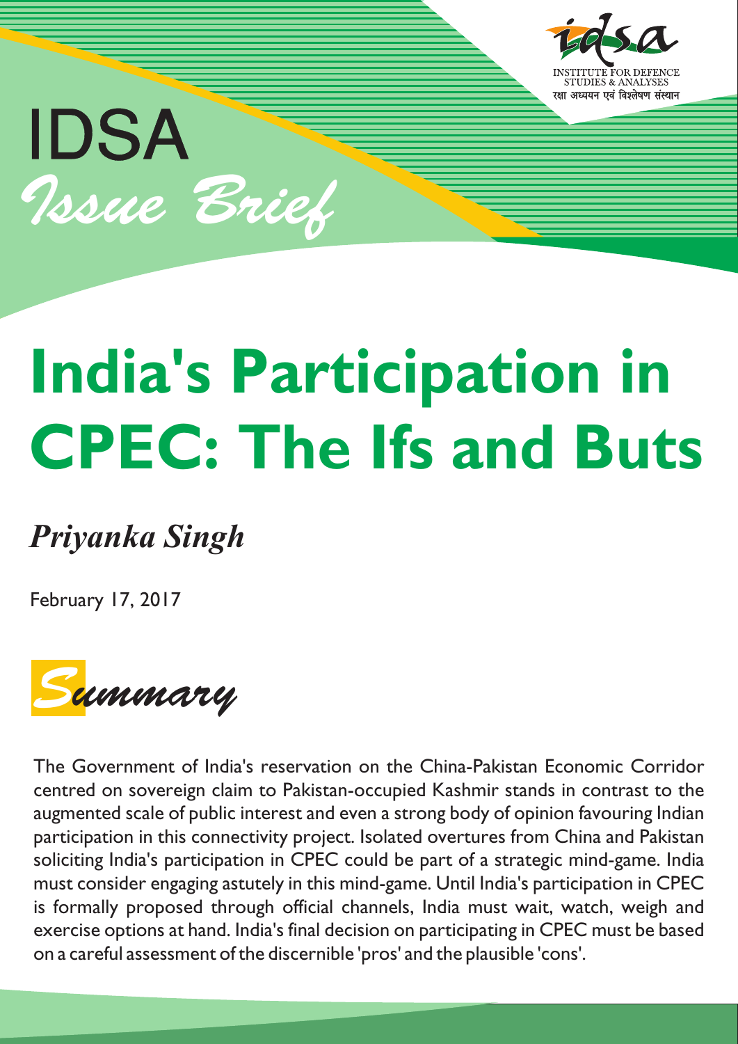INSTITUTE FOR DEFENCE STUDIES & ANALYSES

रक्षा अध्ययन एवं विश्लेषण संस्थान

IDSA

*Issue Brief*

# India's Participation in CPEC: The Ifs and Buts

***Priyanka Singh***

February 17, 2017

## *Summary*

The Government of India's reservation on the China-Pakistan Economic Corridor centred on sovereign claim to Pakistan-occupied Kashmir stands in contrast to the augmented scale of public interest and even a strong body of opinion favouring Indian participation in this connectivity project. Isolated overtures from China and Pakistan soliciting India's participation in CPEC could be part of a strategic mind-game. India must consider engaging astutely in this mind-game. Until India's participation in CPEC is formally proposed through official channels, India must wait, watch, weigh and exercise options at hand. India's final decision on participating in CPEC must be based on a careful assessment of the discernible 'pros' and the plausible 'cons'.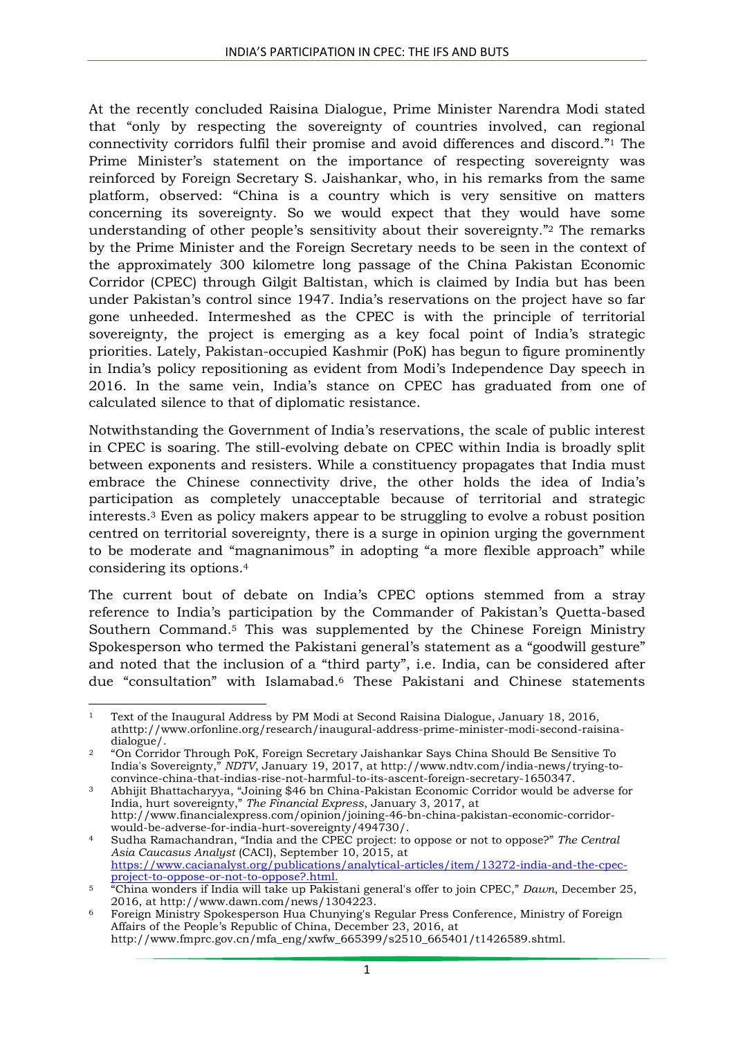At the recently concluded Raisina Dialogue, Prime Minister Narendra Modi stated that "only by respecting the sovereignty of countries involved, can regional connectivity corridors fulfil their promise and avoid differences and discord."[1] The Prime Minister's statement on the importance of respecting sovereignty was reinforced by Foreign Secretary S. Jaishankar, who, in his remarks from the same platform, observed: "China is a country which is very sensitive on matters concerning its sovereignty. So we would expect that they would have some understanding of other people's sensitivity about their sovereignty."[2] The remarks by the Prime Minister and the Foreign Secretary needs to be seen in the context of the approximately 300 kilometre long passage of the China Pakistan Economic Corridor (CPEC) through Gilgit Baltistan, which is claimed by India but has been under Pakistan's control since 1947. India's reservations on the project have so far gone unheeded. Intermeshed as the CPEC is with the principle of territorial sovereignty, the project is emerging as a key focal point of India's strategic priorities. Lately, Pakistan-occupied Kashmir (PoK) has begun to figure prominently in India's policy repositioning as evident from Modi's Independence Day speech in 2016. In the same vein, India's stance on CPEC has graduated from one of calculated silence to that of diplomatic resistance.

Notwithstanding the Government of India's reservations, the scale of public interest in CPEC is soaring. The still-evolving debate on CPEC within India is broadly split between exponents and resisters. While a constituency propagates that India must embrace the Chinese connectivity drive, the other holds the idea of India's participation as completely unacceptable because of territorial and strategic interests.[3] Even as policy makers appear to be struggling to evolve a robust position centred on territorial sovereignty, there is a surge in opinion urging the government to be moderate and "magnanimous" in adopting "a more flexible approach" while considering its options.[4]

The current bout of debate on India's CPEC options stemmed from a stray reference to India's participation by the Commander of Pakistan's Quetta-based Southern Command.[5] This was supplemented by the Chinese Foreign Ministry Spokesperson who termed the Pakistani general's statement as a "goodwill gesture" and noted that the inclusion of a "third party", i.e. India, can be considered after due "consultation" with Islamabad.[6] These Pakistani and Chinese statements

---

[1] Text of the Inaugural Address by PM Modi at Second Raisina Dialogue, January 18, 2016, athttp://www.orfonline.org/research/inaugural-address-prime-minister-modi-second-raisina-dialogue/.

[2] "On Corridor Through PoK, Foreign Secretary Jaishankar Says China Should Be Sensitive To India's Sovereignty," *NDTV*, January 19, 2017, at http://www.ndtv.com/india-news/trying-to-convince-china-that-indias-rise-not-harmful-to-its-ascent-foreign-secretary-1650347.

[3] Abhijit Bhattacharyya, "Joining $46 bn China-Pakistan Economic Corridor would be adverse for India, hurt sovereignty," *The Financial Express*, January 3, 2017, at http://www.financialexpress.com/opinion/joining-46-bn-china-pakistan-economic-corridor-would-be-adverse-for-india-hurt-sovereignty/494730/.

[4] Sudha Ramachandran, "India and the CPEC project: to oppose or not to oppose?" *The Central Asia Caucasus Analyst* (CACI), September 10, 2015, at https://www.cacianalyst.org/publications/analytical-articles/item/13272-india-and-the-cpec-project-to-oppose-or-not-to-oppose?.html.

[5] "China wonders if India will take up Pakistani general's offer to join CPEC," *Dawn*, December 25, 2016, at http://www.dawn.com/news/1304223.

[6] Foreign Ministry Spokesperson Hua Chunying's Regular Press Conference, Ministry of Foreign Affairs of the People's Republic of China, December 23, 2016, at http://www.fmprc.gov.cn/mfa_eng/xwfw_665399/s2510_665401/t1426589.shtml.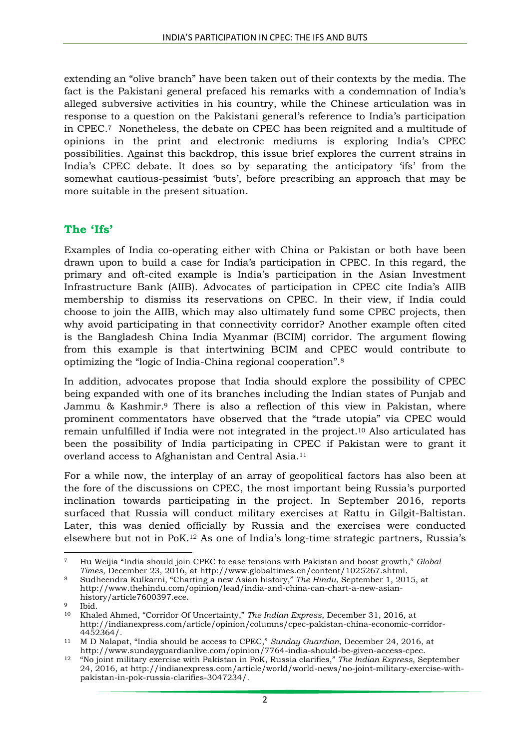extending an "olive branch" have been taken out of their contexts by the media. The fact is the Pakistani general prefaced his remarks with a condemnation of India's alleged subversive activities in his country, while the Chinese articulation was in response to a question on the Pakistani general's reference to India's participation in CPEC.[7] Nonetheless, the debate on CPEC has been reignited and a multitude of opinions in the print and electronic mediums is exploring India's CPEC possibilities. Against this backdrop, this issue brief explores the current strains in India's CPEC debate. It does so by separating the anticipatory 'ifs' from the somewhat cautious-pessimist 'buts', before prescribing an approach that may be more suitable in the present situation.

## The 'Ifs'

Examples of India co-operating either with China or Pakistan or both have been drawn upon to build a case for India's participation in CPEC. In this regard, the primary and oft-cited example is India's participation in the Asian Investment Infrastructure Bank (AIIB). Advocates of participation in CPEC cite India's AIIB membership to dismiss its reservations on CPEC. In their view, if India could choose to join the AIIB, which may also ultimately fund some CPEC projects, then why avoid participating in that connectivity corridor? Another example often cited is the Bangladesh China India Myanmar (BCIM) corridor. The argument flowing from this example is that intertwining BCIM and CPEC would contribute to optimizing the "logic of India-China regional cooperation".[8]

In addition, advocates propose that India should explore the possibility of CPEC being expanded with one of its branches including the Indian states of Punjab and Jammu & Kashmir.[9] There is also a reflection of this view in Pakistan, where prominent commentators have observed that the "trade utopia" via CPEC would remain unfulfilled if India were not integrated in the project.[10] Also articulated has been the possibility of India participating in CPEC if Pakistan were to grant it overland access to Afghanistan and Central Asia.[11]

For a while now, the interplay of an array of geopolitical factors has also been at the fore of the discussions on CPEC, the most important being Russia's purported inclination towards participating in the project. In September 2016, reports surfaced that Russia will conduct military exercises at Rattu in Gilgit-Baltistan. Later, this was denied officially by Russia and the exercises were conducted elsewhere but not in PoK.[12] As one of India's long-time strategic partners, Russia's

---

[7] Hu Weijia "India should join CPEC to ease tensions with Pakistan and boost growth," *Global Times*, December 23, 2016, at http://www.globaltimes.cn/content/1025267.shtml.

[8] Sudheendra Kulkarni, "Charting a new Asian history," *The Hindu*, September 1, 2015, at http://www.thehindu.com/opinion/lead/india-and-china-can-chart-a-new-asian-history/article7600397.ece.

[9] Ibid.

[10] Khaled Ahmed, "Corridor Of Uncertainty," *The Indian Express*, December 31, 2016, at http://indianexpress.com/article/opinion/columns/cpec-pakistan-china-economic-corridor-4452364/.

[11] M D Nalapat, "India should be access to CPEC," *Sunday Guardian*, December 24, 2016, at http://www.sundayguardianlive.com/opinion/7764-india-should-be-given-access-cpec.

[12] "No joint military exercise with Pakistan in PoK, Russia clarifies," *The Indian Express*, September 24, 2016, at http://indianexpress.com/article/world/world-news/no-joint-military-exercise-with-pakistan-in-pok-russia-clarifies-3047234/.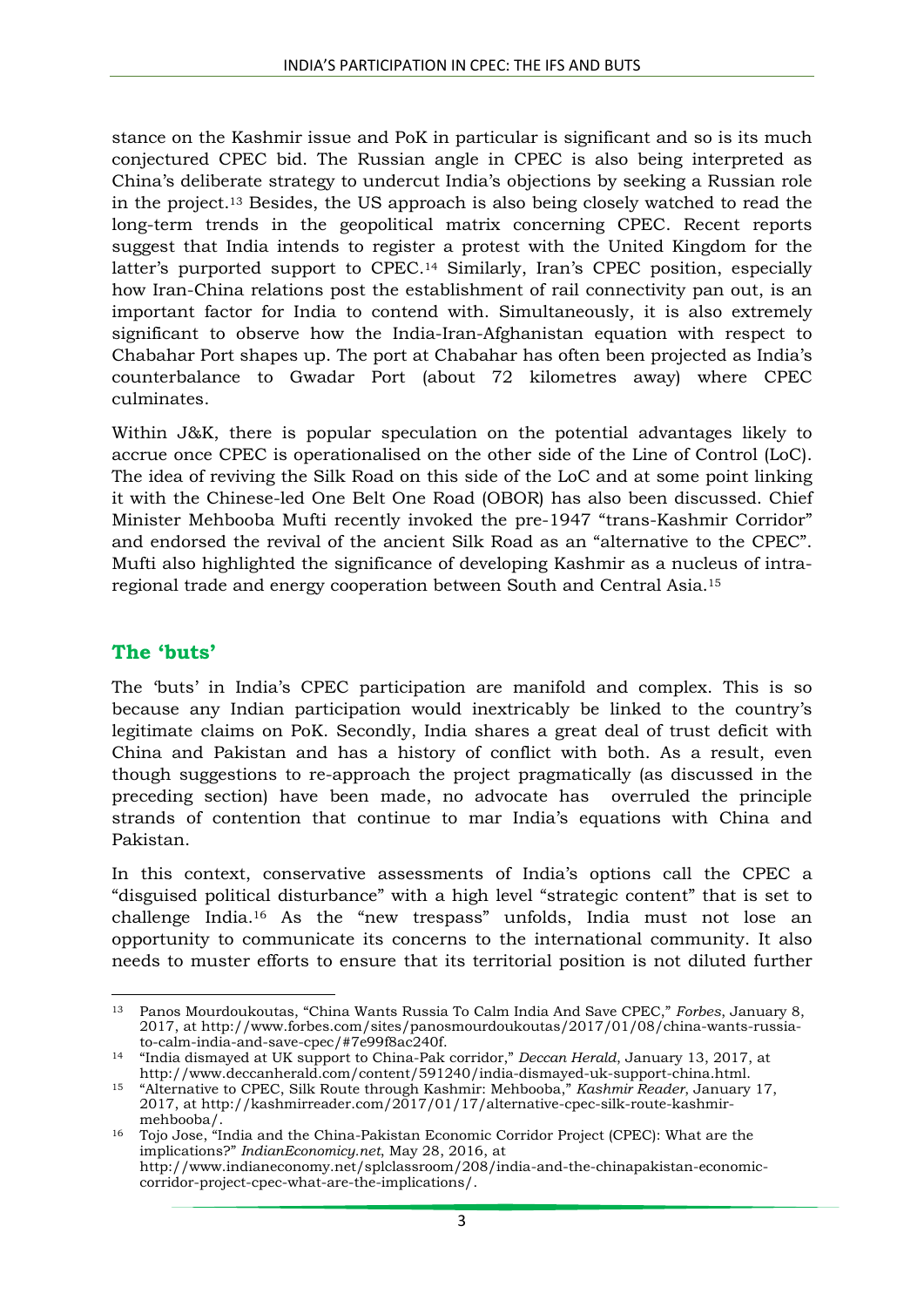stance on the Kashmir issue and PoK in particular is significant and so is its much conjectured CPEC bid. The Russian angle in CPEC is also being interpreted as China's deliberate strategy to undercut India's objections by seeking a Russian role in the project.[13] Besides, the US approach is also being closely watched to read the long-term trends in the geopolitical matrix concerning CPEC. Recent reports suggest that India intends to register a protest with the United Kingdom for the latter's purported support to CPEC.[14] Similarly, Iran's CPEC position, especially how Iran-China relations post the establishment of rail connectivity pan out, is an important factor for India to contend with. Simultaneously, it is also extremely significant to observe how the India-Iran-Afghanistan equation with respect to Chabahar Port shapes up. The port at Chabahar has often been projected as India's counterbalance to Gwadar Port (about 72 kilometres away) where CPEC culminates.

Within J&K, there is popular speculation on the potential advantages likely to accrue once CPEC is operationalised on the other side of the Line of Control (LoC). The idea of reviving the Silk Road on this side of the LoC and at some point linking it with the Chinese-led One Belt One Road (OBOR) has also been discussed. Chief Minister Mehbooba Mufti recently invoked the pre-1947 "trans-Kashmir Corridor" and endorsed the revival of the ancient Silk Road as an "alternative to the CPEC". Mufti also highlighted the significance of developing Kashmir as a nucleus of intra-regional trade and energy cooperation between South and Central Asia.[15]

## The 'buts'

The 'buts' in India's CPEC participation are manifold and complex. This is so because any Indian participation would inextricably be linked to the country's legitimate claims on PoK. Secondly, India shares a great deal of trust deficit with China and Pakistan and has a history of conflict with both. As a result, even though suggestions to re-approach the project pragmatically (as discussed in the preceding section) have been made, no advocate has overruled the principle strands of contention that continue to mar India's equations with China and Pakistan.

In this context, conservative assessments of India's options call the CPEC a "disguised political disturbance" with a high level "strategic content" that is set to challenge India.[16] As the "new trespass" unfolds, India must not lose an opportunity to communicate its concerns to the international community. It also needs to muster efforts to ensure that its territorial position is not diluted further

---

[13] Panos Mourdoukoutas, "China Wants Russia To Calm India And Save CPEC," *Forbes*, January 8, 2017, at http://www.forbes.com/sites/panosmourdoukoutas/2017/01/08/china-wants-russia-to-calm-india-and-save-cpec/#7e99f8ac240f.

[14] "India dismayed at UK support to China-Pak corridor," *Deccan Herald*, January 13, 2017, at http://www.deccanherald.com/content/591240/india-dismayed-uk-support-china.html.

[15] "Alternative to CPEC, Silk Route through Kashmir: Mehbooba," *Kashmir Reader*, January 17, 2017, at http://kashmirreader.com/2017/01/17/alternative-cpec-silk-route-kashmir-mehbooba/.

[16] Tojo Jose, "India and the China-Pakistan Economic Corridor Project (CPEC): What are the implications?" *IndianEconomy.net*, May 28, 2016, at http://www.indianeconomy.net/splclassroom/208/india-and-the-chinapakistan-economic-corridor-project-cpec-what-are-the-implications/.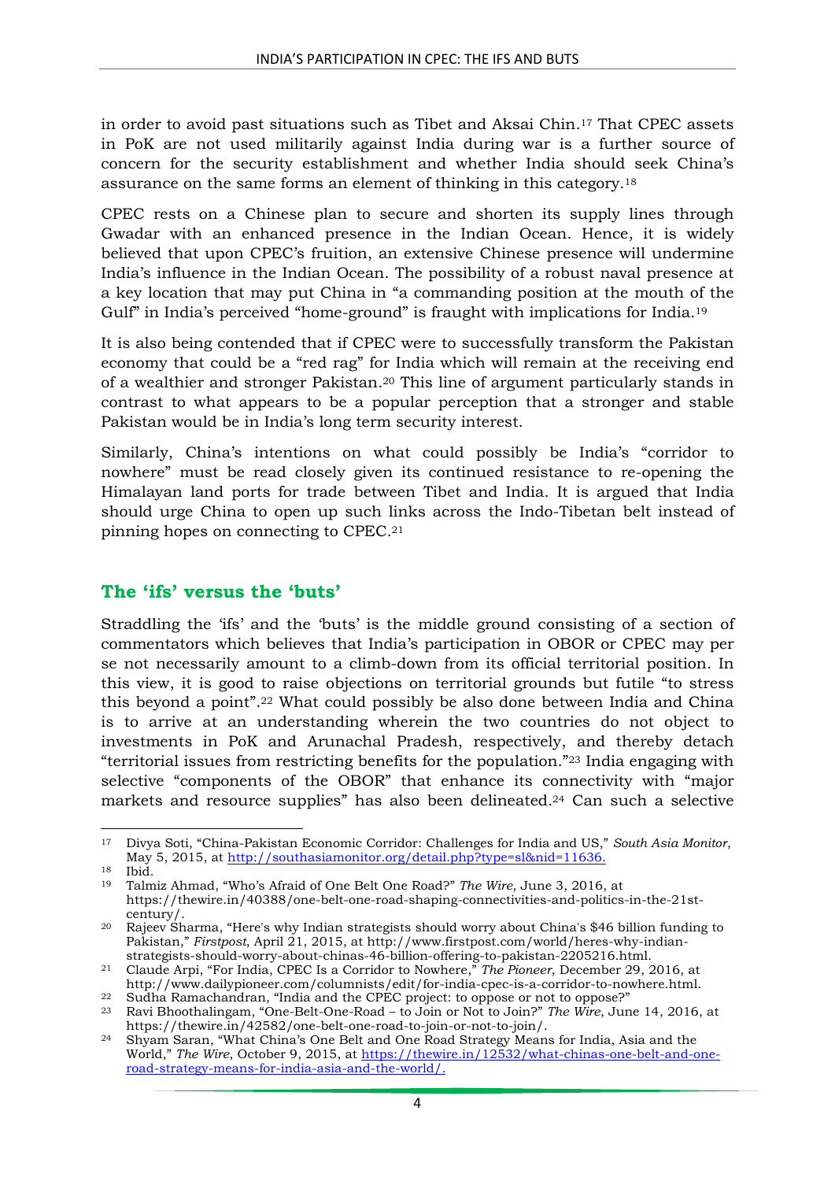in order to avoid past situations such as Tibet and Aksai Chin.[17] That CPEC assets in PoK are not used militarily against India during war is a further source of concern for the security establishment and whether India should seek China's assurance on the same forms an element of thinking in this category.[18]

CPEC rests on a Chinese plan to secure and shorten its supply lines through Gwadar with an enhanced presence in the Indian Ocean. Hence, it is widely believed that upon CPEC's fruition, an extensive Chinese presence will undermine India's influence in the Indian Ocean. The possibility of a robust naval presence at a key location that may put China in "a commanding position at the mouth of the Gulf" in India's perceived "home-ground" is fraught with implications for India.[19]

It is also being contended that if CPEC were to successfully transform the Pakistan economy that could be a "red rag" for India which will remain at the receiving end of a wealthier and stronger Pakistan.[20] This line of argument particularly stands in contrast to what appears to be a popular perception that a stronger and stable Pakistan would be in India's long term security interest.

Similarly, China's intentions on what could possibly be India's "corridor to nowhere" must be read closely given its continued resistance to re-opening the Himalayan land ports for trade between Tibet and India. It is argued that India should urge China to open up such links across the Indo-Tibetan belt instead of pinning hopes on connecting to CPEC.[21]

## The 'ifs' versus the 'buts'

Straddling the 'ifs' and the 'buts' is the middle ground consisting of a section of commentators which believes that India's participation in OBOR or CPEC may per se not necessarily amount to a climb-down from its official territorial position. In this view, it is good to raise objections on territorial grounds but futile "to stress this beyond a point".[22] What could possibly be also done between India and China is to arrive at an understanding wherein the two countries do not object to investments in PoK and Arunachal Pradesh, respectively, and thereby detach "territorial issues from restricting benefits for the population."[23] India engaging with selective "components of the OBOR" that enhance its connectivity with "major markets and resource supplies" has also been delineated.[24] Can such a selective

---

[17] Divya Soti, "China-Pakistan Economic Corridor: Challenges for India and US," *South Asia Monitor*, May 5, 2015, at http://southasiamonitor.org/detail.php?type=sl&nid=11636.

[18] Ibid.

[19] Talmiz Ahmad, "Who's Afraid of One Belt One Road?" *The Wire*, June 3, 2016, at https://thewire.in/40388/one-belt-one-road-shaping-connectivities-and-politics-in-the-21st-century/.

[20] Rajeev Sharma, "Here's why Indian strategists should worry about China's $46 billion funding to Pakistan," *Firstpost*, April 21, 2015, at http://www.firstpost.com/world/heres-why-indian-strategists-should-worry-about-chinas-46-billion-offering-to-pakistan-2205216.html.

[21] Claude Arpi, "For India, CPEC Is a Corridor to Nowhere," *The Pioneer*, December 29, 2016, at http://www.dailypioneer.com/columnists/edit/for-india-cpec-is-a-corridor-to-nowhere.html.

[22] Sudha Ramachandran, "India and the CPEC project: to oppose or not to oppose?"

[23] Ravi Bhoothalingam, "One-Belt-One-Road – to Join or Not to Join?" *The Wire*, June 14, 2016, at https://thewire.in/42582/one-belt-one-road-to-join-or-not-to-join/.

[24] Shyam Saran, "What China's One Belt and One Road Strategy Means for India, Asia and the World," *The Wire*, October 9, 2015, at https://thewire.in/12532/what-chinas-one-belt-and-one-road-strategy-means-for-india-asia-and-the-world/.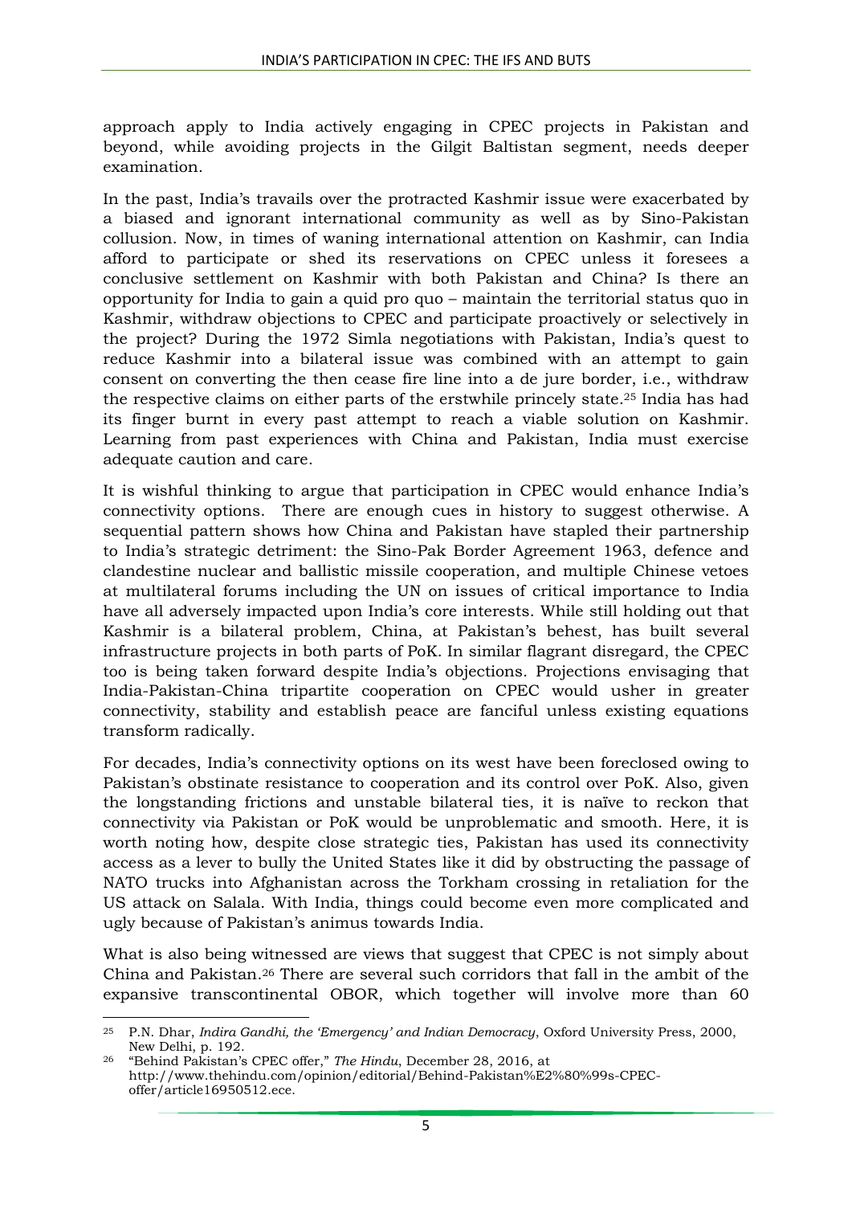approach apply to India actively engaging in CPEC projects in Pakistan and beyond, while avoiding projects in the Gilgit Baltistan segment, needs deeper examination.

In the past, India's travails over the protracted Kashmir issue were exacerbated by a biased and ignorant international community as well as by Sino-Pakistan collusion. Now, in times of waning international attention on Kashmir, can India afford to participate or shed its reservations on CPEC unless it foresees a conclusive settlement on Kashmir with both Pakistan and China? Is there an opportunity for India to gain a quid pro quo – maintain the territorial status quo in Kashmir, withdraw objections to CPEC and participate proactively or selectively in the project? During the 1972 Simla negotiations with Pakistan, India's quest to reduce Kashmir into a bilateral issue was combined with an attempt to gain consent on converting the then cease fire line into a de jure border, i.e., withdraw the respective claims on either parts of the erstwhile princely state.[25] India has had its finger burnt in every past attempt to reach a viable solution on Kashmir. Learning from past experiences with China and Pakistan, India must exercise adequate caution and care.

It is wishful thinking to argue that participation in CPEC would enhance India's connectivity options. There are enough cues in history to suggest otherwise. A sequential pattern shows how China and Pakistan have stapled their partnership to India's strategic detriment: the Sino-Pak Border Agreement 1963, defence and clandestine nuclear and ballistic missile cooperation, and multiple Chinese vetoes at multilateral forums including the UN on issues of critical importance to India have all adversely impacted upon India's core interests. While still holding out that Kashmir is a bilateral problem, China, at Pakistan's behest, has built several infrastructure projects in both parts of PoK. In similar flagrant disregard, the CPEC too is being taken forward despite India's objections. Projections envisaging that India-Pakistan-China tripartite cooperation on CPEC would usher in greater connectivity, stability and establish peace are fanciful unless existing equations transform radically.

For decades, India's connectivity options on its west have been foreclosed owing to Pakistan's obstinate resistance to cooperation and its control over PoK. Also, given the longstanding frictions and unstable bilateral ties, it is naïve to reckon that connectivity via Pakistan or PoK would be unproblematic and smooth. Here, it is worth noting how, despite close strategic ties, Pakistan has used its connectivity access as a lever to bully the United States like it did by obstructing the passage of NATO trucks into Afghanistan across the Torkham crossing in retaliation for the US attack on Salala. With India, things could become even more complicated and ugly because of Pakistan's animus towards India.

What is also being witnessed are views that suggest that CPEC is not simply about China and Pakistan.[26] There are several such corridors that fall in the ambit of the expansive transcontinental OBOR, which together will involve more than 60

---

[25] P.N. Dhar, *Indira Gandhi, the 'Emergency' and Indian Democracy*, Oxford University Press, 2000, New Delhi, p. 192.

[26] "Behind Pakistan's CPEC offer," *The Hindu*, December 28, 2016, at http://www.thehindu.com/opinion/editorial/Behind-Pakistan%E2%80%99s-CPEC-offer/article16950512.ece.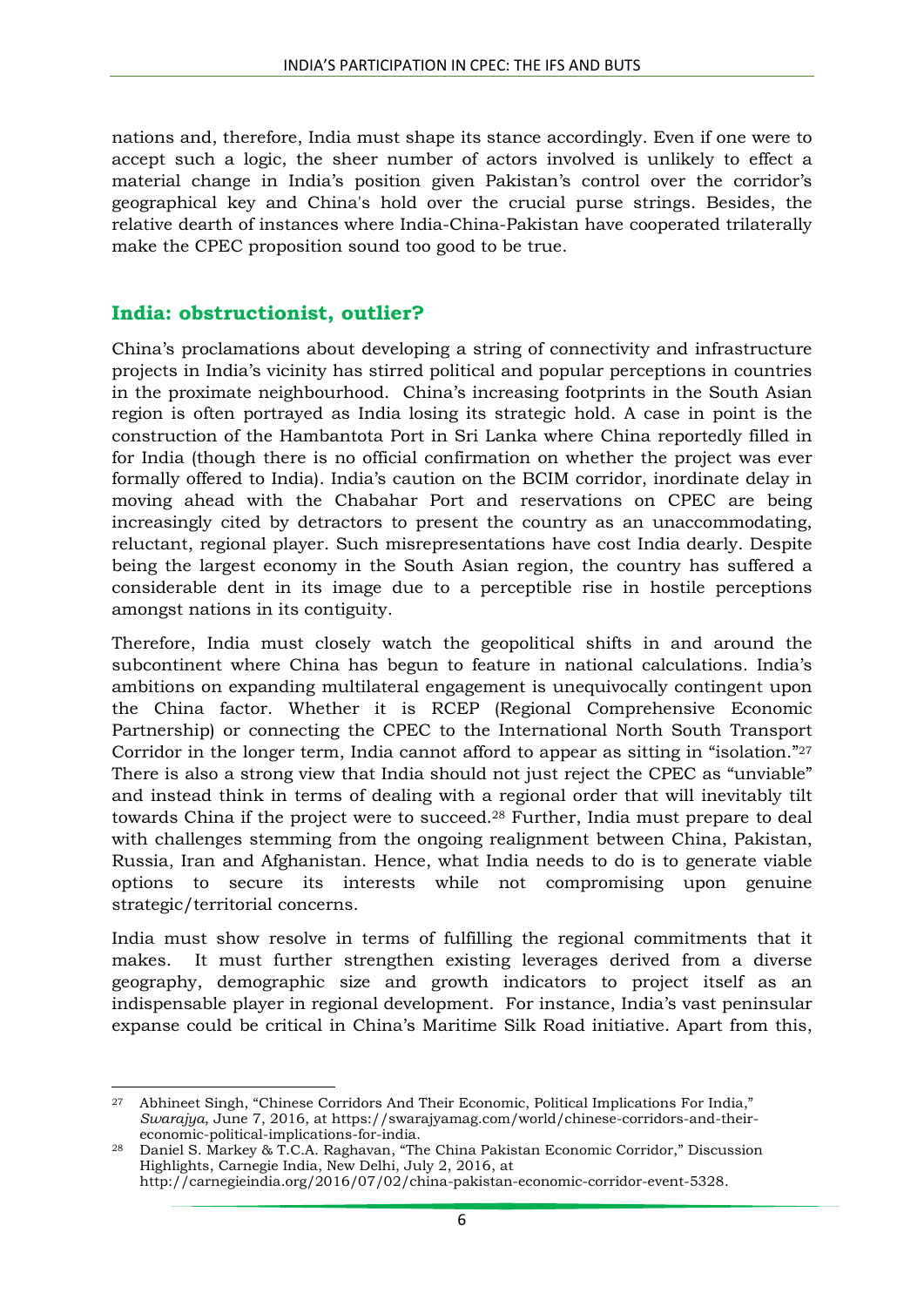nations and, therefore, India must shape its stance accordingly. Even if one were to accept such a logic, the sheer number of actors involved is unlikely to effect a material change in India's position given Pakistan's control over the corridor's geographical key and China's hold over the crucial purse strings. Besides, the relative dearth of instances where India-China-Pakistan have cooperated trilaterally make the CPEC proposition sound too good to be true.

## India: obstructionist, outlier?

China's proclamations about developing a string of connectivity and infrastructure projects in India's vicinity has stirred political and popular perceptions in countries in the proximate neighbourhood. China's increasing footprints in the South Asian region is often portrayed as India losing its strategic hold. A case in point is the construction of the Hambantota Port in Sri Lanka where China reportedly filled in for India (though there is no official confirmation on whether the project was ever formally offered to India). India's caution on the BCIM corridor, inordinate delay in moving ahead with the Chabahar Port and reservations on CPEC are being increasingly cited by detractors to present the country as an unaccommodating, reluctant, regional player. Such misrepresentations have cost India dearly. Despite being the largest economy in the South Asian region, the country has suffered a considerable dent in its image due to a perceptible rise in hostile perceptions amongst nations in its contiguity.

Therefore, India must closely watch the geopolitical shifts in and around the subcontinent where China has begun to feature in national calculations. India's ambitions on expanding multilateral engagement is unequivocally contingent upon the China factor. Whether it is RCEP (Regional Comprehensive Economic Partnership) or connecting the CPEC to the International North South Transport Corridor in the longer term, India cannot afford to appear as sitting in "isolation."[27] There is also a strong view that India should not just reject the CPEC as "unviable" and instead think in terms of dealing with a regional order that will inevitably tilt towards China if the project were to succeed.[28] Further, India must prepare to deal with challenges stemming from the ongoing realignment between China, Pakistan, Russia, Iran and Afghanistan. Hence, what India needs to do is to generate viable options to secure its interests while not compromising upon genuine strategic/territorial concerns.

India must show resolve in terms of fulfilling the regional commitments that it makes. It must further strengthen existing leverages derived from a diverse geography, demographic size and growth indicators to project itself as an indispensable player in regional development. For instance, India's vast peninsular expanse could be critical in China's Maritime Silk Road initiative. Apart from this,

---

[27] Abhineet Singh, "Chinese Corridors And Their Economic, Political Implications For India," *Swarajya*, June 7, 2016, at https://swarajyamag.com/world/chinese-corridors-and-their-economic-political-implications-for-india.

[28] Daniel S. Markey & T.C.A. Raghavan, "The China Pakistan Economic Corridor," Discussion Highlights, Carnegie India, New Delhi, July 2, 2016, at http://carnegieindia.org/2016/07/02/china-pakistan-economic-corridor-event-5328.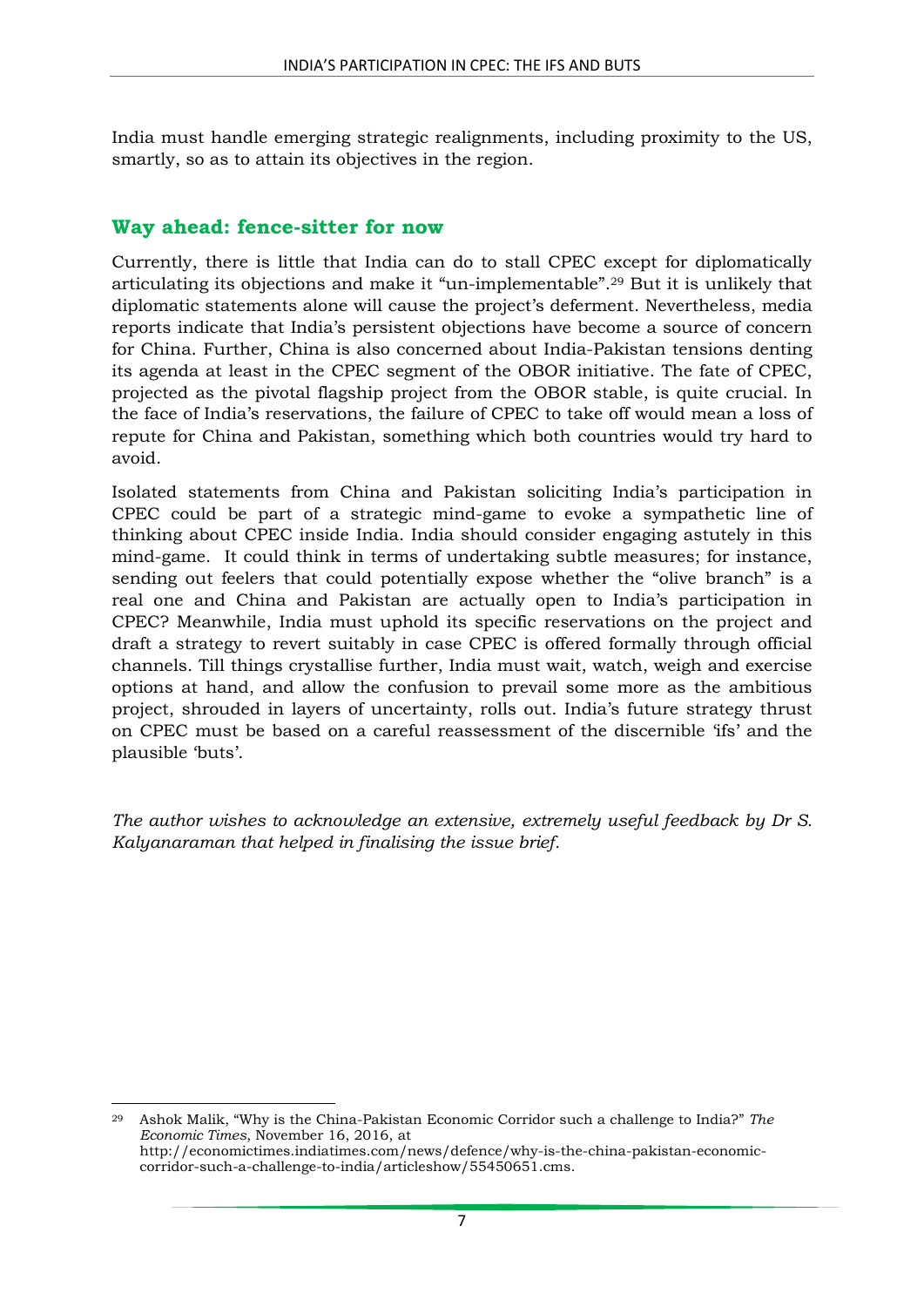India must handle emerging strategic realignments, including proximity to the US, smartly, so as to attain its objectives in the region.

## Way ahead: fence-sitter for now

Currently, there is little that India can do to stall CPEC except for diplomatically articulating its objections and make it "un-implementable".[29] But it is unlikely that diplomatic statements alone will cause the project's deferment. Nevertheless, media reports indicate that India's persistent objections have become a source of concern for China. Further, China is also concerned about India-Pakistan tensions denting its agenda at least in the CPEC segment of the OBOR initiative. The fate of CPEC, projected as the pivotal flagship project from the OBOR stable, is quite crucial. In the face of India's reservations, the failure of CPEC to take off would mean a loss of repute for China and Pakistan, something which both countries would try hard to avoid.

Isolated statements from China and Pakistan soliciting India's participation in CPEC could be part of a strategic mind-game to evoke a sympathetic line of thinking about CPEC inside India. India should consider engaging astutely in this mind-game. It could think in terms of undertaking subtle measures; for instance, sending out feelers that could potentially expose whether the "olive branch" is a real one and China and Pakistan are actually open to India's participation in CPEC? Meanwhile, India must uphold its specific reservations on the project and draft a strategy to revert suitably in case CPEC is offered formally through official channels. Till things crystallise further, India must wait, watch, weigh and exercise options at hand, and allow the confusion to prevail some more as the ambitious project, shrouded in layers of uncertainty, rolls out. India's future strategy thrust on CPEC must be based on a careful reassessment of the discernible 'ifs' and the plausible 'buts'.

*The author wishes to acknowledge an extensive, extremely useful feedback by Dr S. Kalyanaraman that helped in finalising the issue brief.*

---

[29] Ashok Malik, "Why is the China-Pakistan Economic Corridor such a challenge to India?" *The Economic Times*, November 16, 2016, at http://economictimes.indiatimes.com/news/defence/why-is-the-china-pakistan-economic-corridor-such-a-challenge-to-india/articleshow/55450651.cms.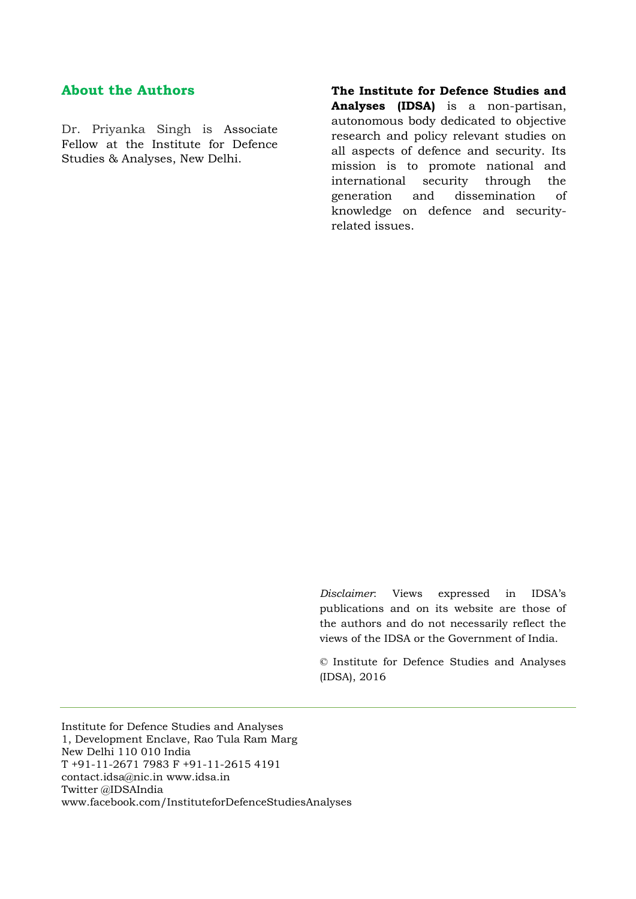## About the Authors

Dr. Priyanka Singh is Associate Fellow at the Institute for Defence Studies & Analyses, New Delhi.

**The Institute for Defence Studies and Analyses (IDSA)** is a non-partisan, autonomous body dedicated to objective research and policy relevant studies on all aspects of defence and security. Its mission is to promote national and international security through the generation and dissemination of knowledge on defence and security-related issues.

*Disclaimer*: Views expressed in IDSA's publications and on its website are those of the authors and do not necessarily reflect the views of the IDSA or the Government of India.

© Institute for Defence Studies and Analyses (IDSA), 2016

Institute for Defence Studies and Analyses
1, Development Enclave, Rao Tula Ram Marg
New Delhi 110 010 India
T +91-11-2671 7983 F +91-11-2615 4191
contact.idsa@nic.in www.idsa.in
Twitter @IDSAIndia
www.facebook.com/InstituteforDefenceStudiesAnalyses